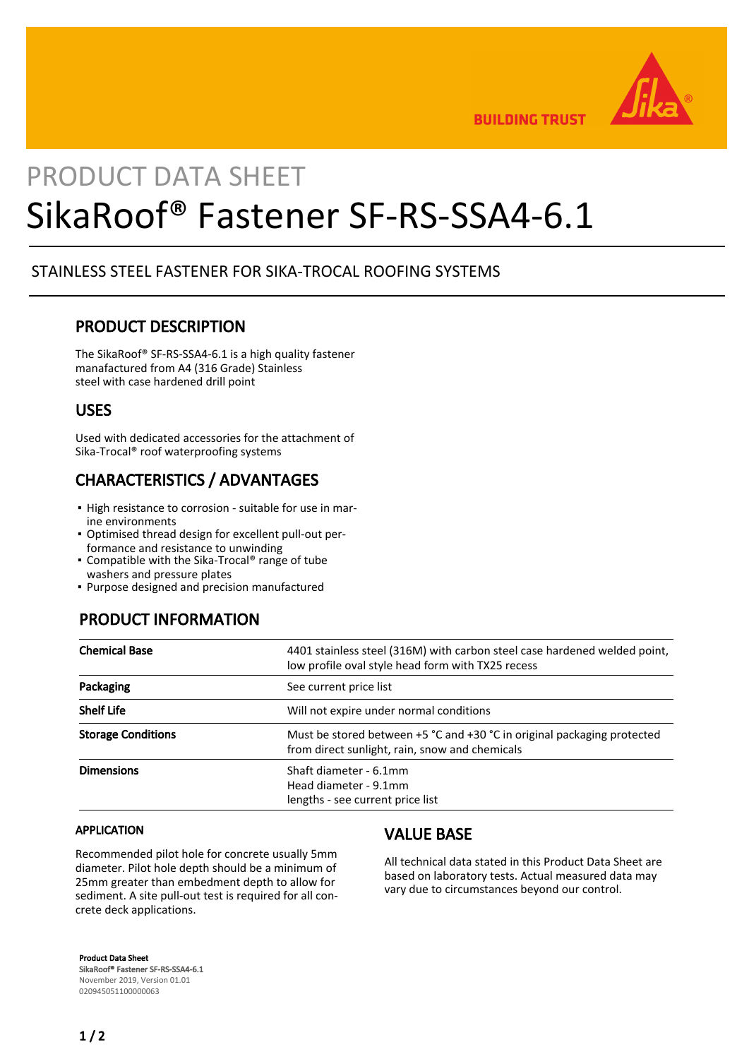PRODUCT DATA SHEET

# SikaRoof® Fastener SF-RS-SSA4-6.1

STAINLESS STEEL FASTENER FOR SIKA-TROCAL ROOFING SYSTEMS

## PRODUCT DESCRIPTION

The SikaRoof® SF-RS-SSA4-6.1 is a high quality fastener manufactured from A4 (316 Grade) Stainless steel with case hardened drill point

## USES

Used with dedicated accessories for the attachment of Sika-Trocal® roof waterproofing systems

## CHARACTERISTICS / ADVANTAGES

- High resistance to corrosion - suitable for use in marine environments
- Optimised thread design for excellent pull-out performance and resistance to unwinding
- Compatible with the Sika-Trocal® range of tube washers and pressure plates
- Purpose designed and precision manufactured

## PRODUCT INFORMATION

| | |
|---|---|
| **Chemical Base** | 4401 stainless steel (316M) with carbon steel case hardened welded point, low profile oval style head form with TX25 recess |
| **Packaging** | See current price list |
| **Shelf Life** | Will not expire under normal conditions |
| **Storage Conditions** | Must be stored between +5 °C and +30 °C in original packaging protected from direct sunlight, rain, snow and chemicals |
| **Dimensions** | Shaft diameter - 6.1mm<br>Head diameter - 9.1mm<br>lengths - see current price list |

### APPLICATION

Recommended pilot hole for concrete usually 5mm diameter. Pilot hole depth should be a minimum of 25mm greater than embedment depth to allow for sediment. A site pull-out test is required for all concrete deck applications.

## VALUE BASE

All technical data stated in this Product Data Sheet are based on laboratory tests. Actual measured data may vary due to circumstances beyond our control.

**Product Data Sheet**
**SikaRoof® Fastener SF-RS-SSA4-6.1**
November 2019, Version 01.01
020945051100000063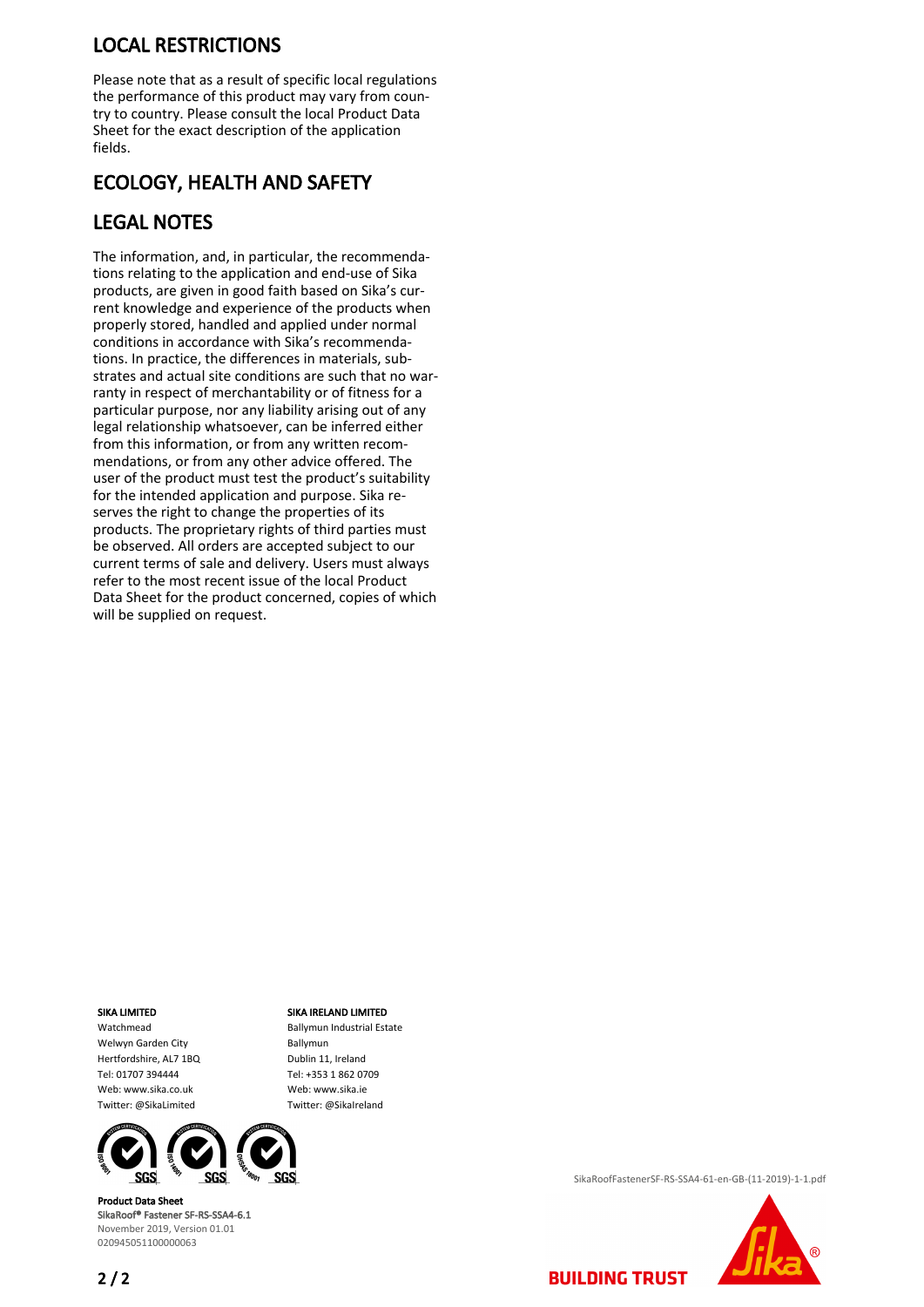## LOCAL RESTRICTIONS

Please note that as a result of specific local regulations the performance of this product may vary from country to country. Please consult the local Product Data Sheet for the exact description of the application fields.

## ECOLOGY, HEALTH AND SAFETY

## LEGAL NOTES

The information, and, in particular, the recommendations relating to the application and end-use of Sika products, are given in good faith based on Sika's current knowledge and experience of the products when properly stored, handled and applied under normal conditions in accordance with Sika's recommendations. In practice, the differences in materials, substrates and actual site conditions are such that no warranty in respect of merchantability or of fitness for a particular purpose, nor any liability arising out of any legal relationship whatsoever, can be inferred either from this information, or from any written recommendations, or from any other advice offered. The user of the product must test the product's suitability for the intended application and purpose. Sika reserves the right to change the properties of its products. The proprietary rights of third parties must be observed. All orders are accepted subject to our current terms of sale and delivery. Users must always refer to the most recent issue of the local Product Data Sheet for the product concerned, copies of which will be supplied on request.

**SIKA LIMITED**
Watchmead
Welwyn Garden City
Hertfordshire, AL7 1BQ
Tel: 01707 394444
Web: www.sika.co.uk
Twitter: @SikaLimited

**SIKA IRELAND LIMITED**
Ballymun Industrial Estate
Ballymun
Dublin 11, Ireland
Tel: +353 1 862 0709
Web: www.sika.ie
Twitter: @SikaIreland

**Product Data Sheet**
SikaRoof® Fastener SF-RS-SSA4-6.1
November 2019, Version 01.01
020945051100000063

SikaRoofFastenerSF-RS-SSA4-61-en-GB-(11-2019)-1-1.pdf

BUILDING TRUST